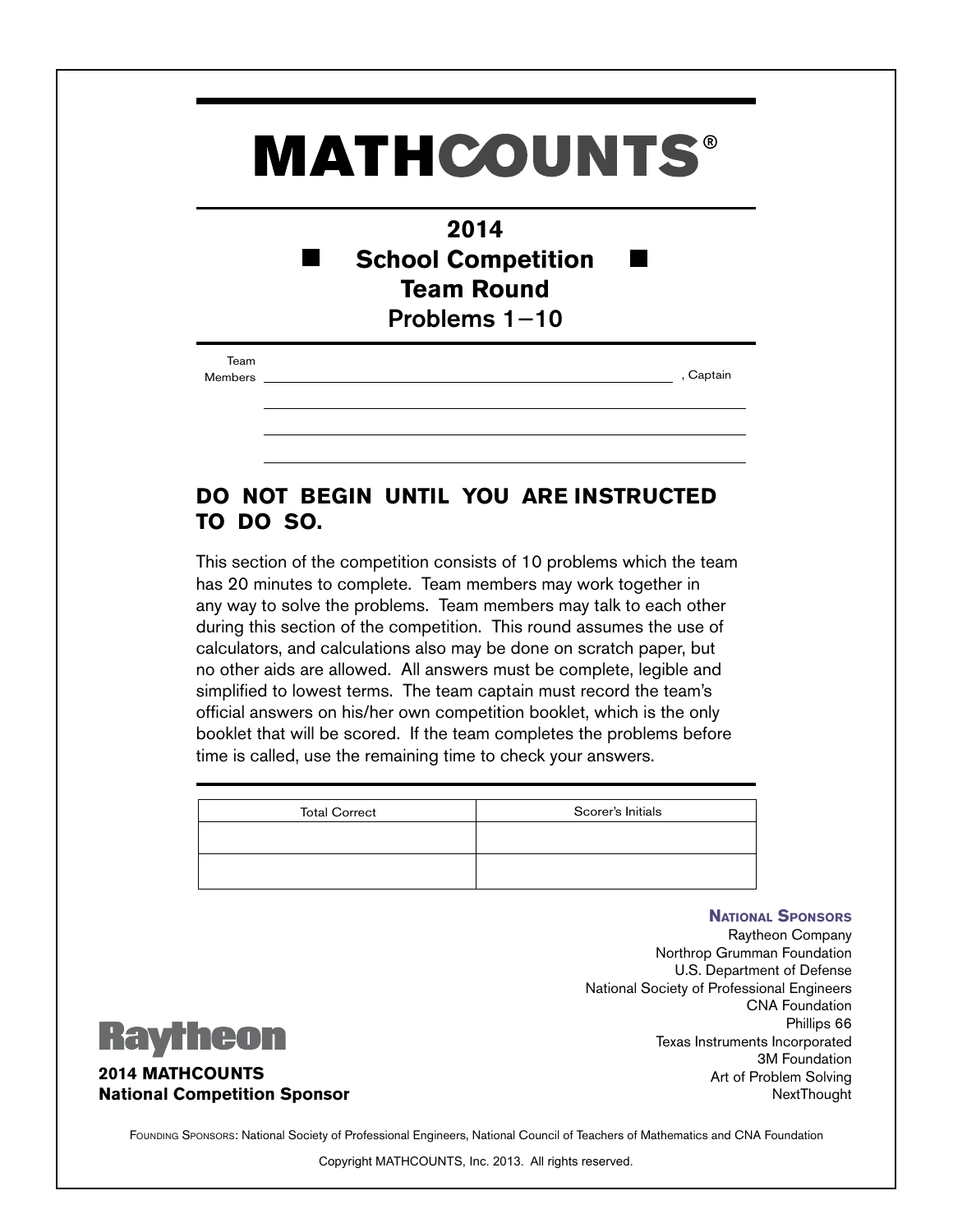# MATHCOUNTS®

## 2014
## School Competition
## Team Round
## Problems 1−10

Team Members ______________________________ , Captain

______________________________

______________________________

______________________________

### DO NOT BEGIN UNTIL YOU ARE INSTRUCTED TO DO SO.

This section of the competition consists of 10 problems which the team has 20 minutes to complete. Team members may work together in any way to solve the problems. Team members may talk to each other during this section of the competition. This round assumes the use of calculators, and calculations also may be done on scratch paper, but no other aids are allowed. All answers must be complete, legible and simplified to lowest terms. The team captain must record the team's official answers on his/her own competition booklet, which is the only booklet that will be scored. If the team completes the problems before time is called, use the remaining time to check your answers.

| Total Correct | Scorer's Initials |
| --- | --- |
| | |
| | |

**National Sponsors**
Raytheon Company
Northrop Grumman Foundation
U.S. Department of Defense
National Society of Professional Engineers
CNA Foundation
Phillips 66
Texas Instruments Incorporated
3M Foundation
Art of Problem Solving
NextThought

Raytheon

**2014 MATHCOUNTS National Competition Sponsor**

Founding Sponsors: National Society of Professional Engineers, National Council of Teachers of Mathematics and CNA Foundation

Copyright MATHCOUNTS, Inc. 2013. All rights reserved.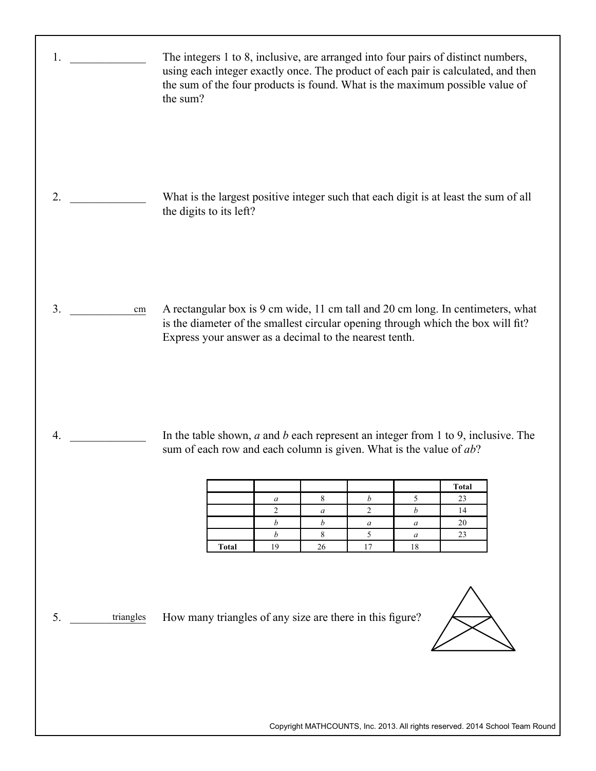1. _____________ The integers 1 to 8, inclusive, are arranged into four pairs of distinct numbers, using each integer exactly once. The product of each pair is calculated, and then the sum of the four products is found. What is the maximum possible value of the sum?

2. _____________ What is the largest positive integer such that each digit is at least the sum of all the digits to its left?

3. ___________ cm A rectangular box is 9 cm wide, 11 cm tall and 20 cm long. In centimeters, what is the diameter of the smallest circular opening through which the box will fit? Express your answer as a decimal to the nearest tenth.

4. _____________ In the table shown, $a$ and $b$ each represent an integer from 1 to 9, inclusive. The sum of each row and each column is given. What is the value of $ab$?

| | | | | | **Total** |
|---|---|---|---|---|---|
| | $a$ | 8 | $b$ | 5 | 23 |
| | 2 | $a$ | 2 | $b$ | 14 |
| | $b$ | $b$ | $a$ | $a$ | 20 |
| | $b$ | 8 | 5 | $a$ | 23 |
| **Total** | 19 | 26 | 17 | 18 | |

5. ___________ triangles How many triangles of any size are there in this figure?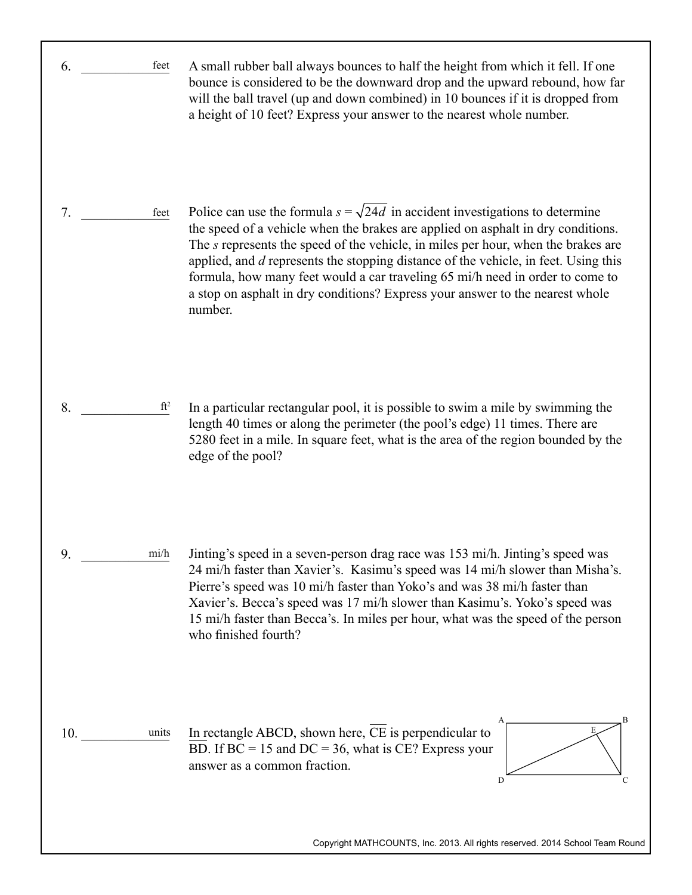6. ____________ feet

A small rubber ball always bounces to half the height from which it fell. If one bounce is considered to be the downward drop and the upward rebound, how far will the ball travel (up and down combined) in 10 bounces if it is dropped from a height of 10 feet? Express your answer to the nearest whole number.

7. ____________ feet

Police can use the formula $s = \sqrt{24d}$ in accident investigations to determine the speed of a vehicle when the brakes are applied on asphalt in dry conditions. The $s$ represents the speed of the vehicle, in miles per hour, when the brakes are applied, and $d$ represents the stopping distance of the vehicle, in feet. Using this formula, how many feet would a car traveling 65 mi/h need in order to come to a stop on asphalt in dry conditions? Express your answer to the nearest whole number.

8. ____________ $ft^2$

In a particular rectangular pool, it is possible to swim a mile by swimming the length 40 times or along the perimeter (the pool's edge) 11 times. There are 5280 feet in a mile. In square feet, what is the area of the region bounded by the edge of the pool?

9. ____________ mi/h

Jinting's speed in a seven-person drag race was 153 mi/h. Jinting's speed was 24 mi/h faster than Xavier's. Kasimu's speed was 14 mi/h slower than Misha's. Pierre's speed was 10 mi/h faster than Yoko's and was 38 mi/h faster than Xavier's. Becca's speed was 17 mi/h slower than Kasimu's. Yoko's speed was 15 mi/h faster than Becca's. In miles per hour, what was the speed of the person who finished fourth?

10. ____________ units

In rectangle ABCD, shown here, $\overline{CE}$ is perpendicular to $\overline{BD}$. If BC = 15 and DC = 36, what is CE? Express your answer as a common fraction.

A B E D C

Copyright MATHCOUNTS, Inc. 2013. All rights reserved. 2014 School Team Round